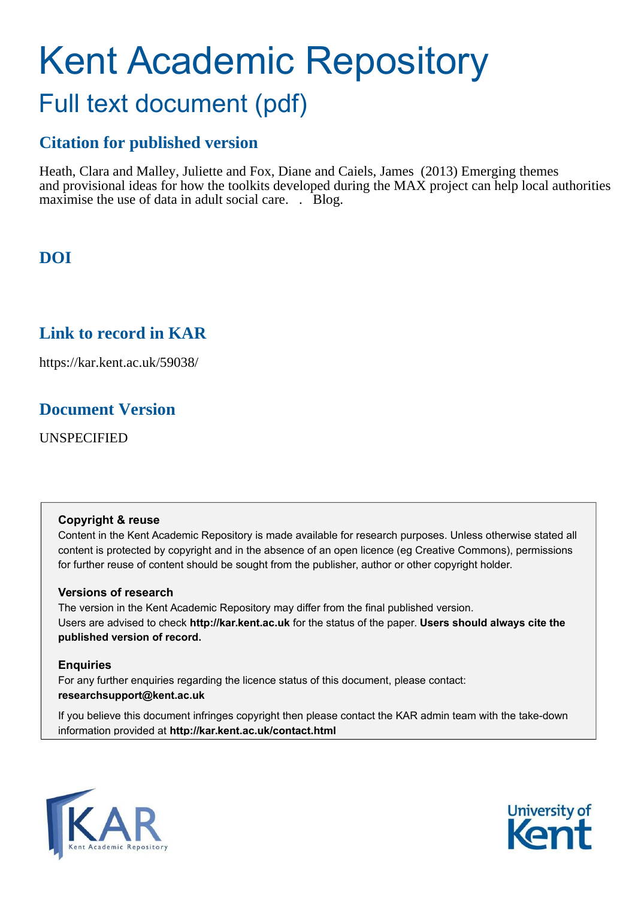# Kent Academic Repository

## Full text document (pdf)

### Citation for published version

Heath, Clara and Malley, Juliette and Fox, Diane and Caiels, James (2013) Emerging themes and provisional ideas for how the toolkits developed during the MAX project can help local authorities maximise the use of data in adult social care. . Blog.

### DOI

### Link to record in KAR

https://kar.kent.ac.uk/59038/

### Document Version

UNSPECIFIED

**Copyright & reuse**

Content in the Kent Academic Repository is made available for research purposes. Unless otherwise stated all content is protected by copyright and in the absence of an open licence (eg Creative Commons), permissions for further reuse of content should be sought from the publisher, author or other copyright holder.

**Versions of research**

The version in the Kent Academic Repository may differ from the final published version. Users are advised to check **http://kar.kent.ac.uk** for the status of the paper. **Users should always cite the published version of record.**

**Enquiries**

For any further enquiries regarding the licence status of this document, please contact: **researchsupport@kent.ac.uk**

If you believe this document infringes copyright then please contact the KAR admin team with the take-down information provided at **http://kar.kent.ac.uk/contact.html**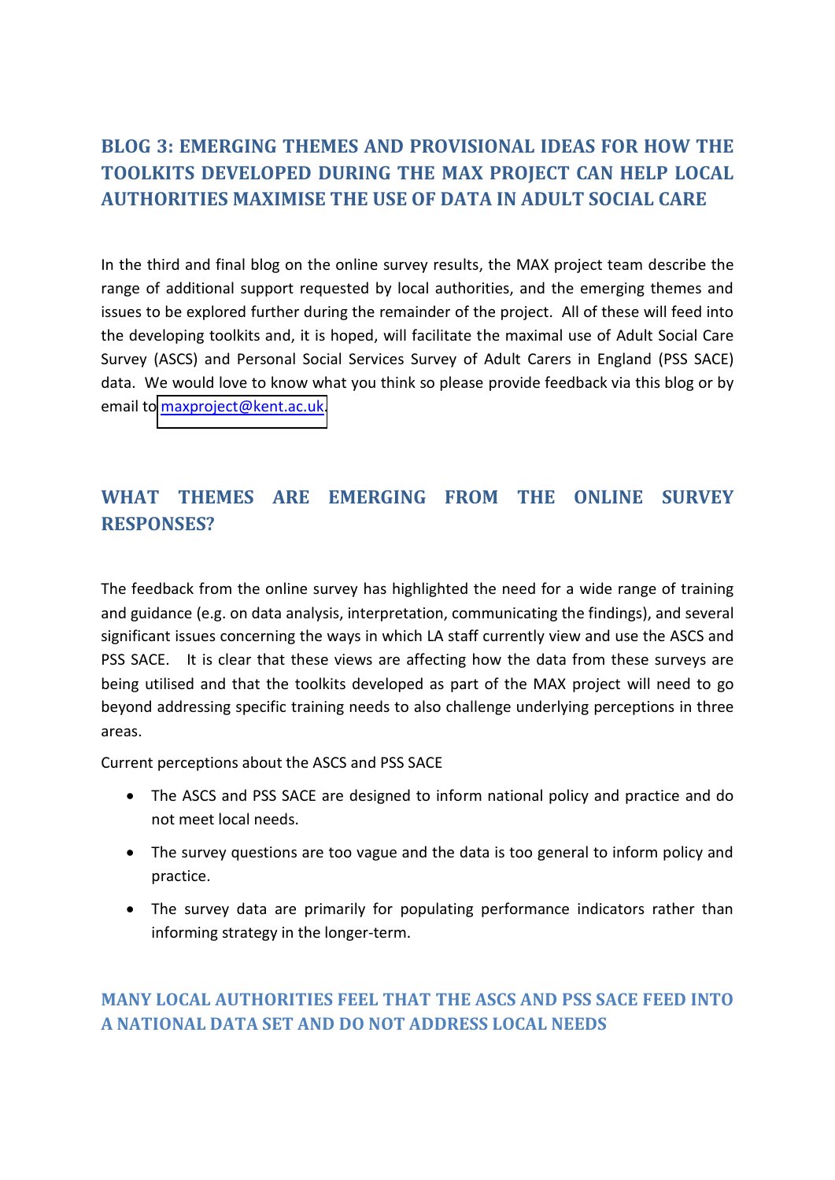## BLOG 3: EMERGING THEMES AND PROVISIONAL IDEAS FOR HOW THE TOOLKITS DEVELOPED DURING THE MAX PROJECT CAN HELP LOCAL AUTHORITIES MAXIMISE THE USE OF DATA IN ADULT SOCIAL CARE

In the third and final blog on the online survey results, the MAX project team describe the range of additional support requested by local authorities, and the emerging themes and issues to be explored further during the remainder of the project. All of these will feed into the developing toolkits and, it is hoped, will facilitate the maximal use of Adult Social Care Survey (ASCS) and Personal Social Services Survey of Adult Carers in England (PSS SACE) data. We would love to know what you think so please provide feedback via this blog or by email to maxproject@kent.ac.uk.

## WHAT THEMES ARE EMERGING FROM THE ONLINE SURVEY RESPONSES?

The feedback from the online survey has highlighted the need for a wide range of training and guidance (e.g. on data analysis, interpretation, communicating the findings), and several significant issues concerning the ways in which LA staff currently view and use the ASCS and PSS SACE. It is clear that these views are affecting how the data from these surveys are being utilised and that the toolkits developed as part of the MAX project will need to go beyond addressing specific training needs to also challenge underlying perceptions in three areas.

Current perceptions about the ASCS and PSS SACE

- The ASCS and PSS SACE are designed to inform national policy and practice and do not meet local needs.
- The survey questions are too vague and the data is too general to inform policy and practice.
- The survey data are primarily for populating performance indicators rather than informing strategy in the longer-term.

### MANY LOCAL AUTHORITIES FEEL THAT THE ASCS AND PSS SACE FEED INTO A NATIONAL DATA SET AND DO NOT ADDRESS LOCAL NEEDS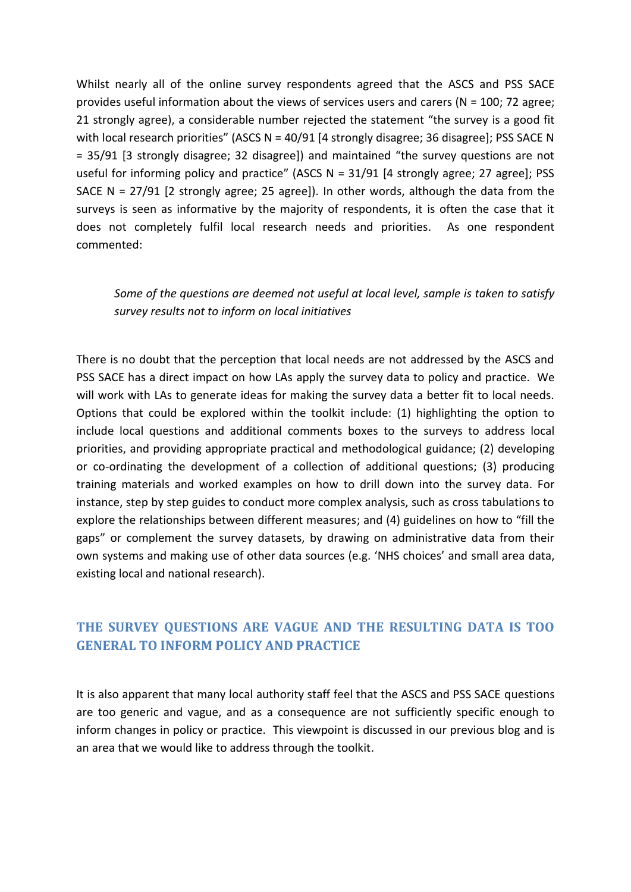Whilst nearly all of the online survey respondents agreed that the ASCS and PSS SACE provides useful information about the views of services users and carers (N = 100; 72 agree; 21 strongly agree), a considerable number rejected the statement "the survey is a good fit with local research priorities" (ASCS N = 40/91 [4 strongly disagree; 36 disagree]; PSS SACE N = 35/91 [3 strongly disagree; 32 disagree]) and maintained "the survey questions are not useful for informing policy and practice" (ASCS N = 31/91 [4 strongly agree; 27 agree]; PSS SACE N = 27/91 [2 strongly agree; 25 agree]). In other words, although the data from the surveys is seen as informative by the majority of respondents, it is often the case that it does not completely fulfil local research needs and priorities. As one respondent commented:

> *Some of the questions are deemed not useful at local level, sample is taken to satisfy survey results not to inform on local initiatives*

There is no doubt that the perception that local needs are not addressed by the ASCS and PSS SACE has a direct impact on how LAs apply the survey data to policy and practice. We will work with LAs to generate ideas for making the survey data a better fit to local needs. Options that could be explored within the toolkit include: (1) highlighting the option to include local questions and additional comments boxes to the surveys to address local priorities, and providing appropriate practical and methodological guidance; (2) developing or co-ordinating the development of a collection of additional questions; (3) producing training materials and worked examples on how to drill down into the survey data. For instance, step by step guides to conduct more complex analysis, such as cross tabulations to explore the relationships between different measures; and (4) guidelines on how to "fill the gaps" or complement the survey datasets, by drawing on administrative data from their own systems and making use of other data sources (e.g. 'NHS choices' and small area data, existing local and national research).

## THE SURVEY QUESTIONS ARE VAGUE AND THE RESULTING DATA IS TOO GENERAL TO INFORM POLICY AND PRACTICE

It is also apparent that many local authority staff feel that the ASCS and PSS SACE questions are too generic and vague, and as a consequence are not sufficiently specific enough to inform changes in policy or practice. This viewpoint is discussed in our previous blog and is an area that we would like to address through the toolkit.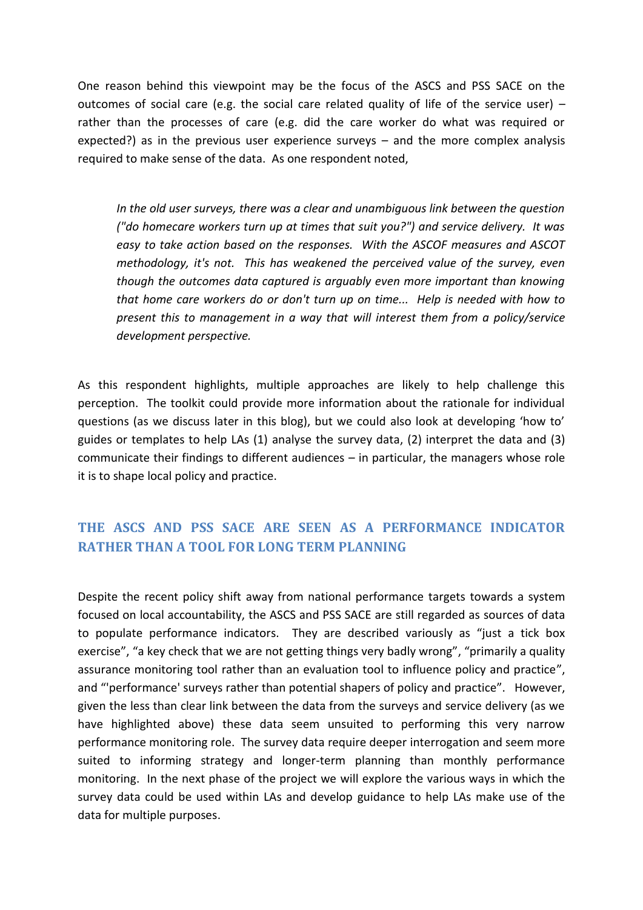One reason behind this viewpoint may be the focus of the ASCS and PSS SACE on the outcomes of social care (e.g. the social care related quality of life of the service user) – rather than the processes of care (e.g. did the care worker do what was required or expected?) as in the previous user experience surveys – and the more complex analysis required to make sense of the data. As one respondent noted,

> *In the old user surveys, there was a clear and unambiguous link between the question ("do homecare workers turn up at times that suit you?") and service delivery. It was easy to take action based on the responses. With the ASCOF measures and ASCOT methodology, it's not. This has weakened the perceived value of the survey, even though the outcomes data captured is arguably even more important than knowing that home care workers do or don't turn up on time... Help is needed with how to present this to management in a way that will interest them from a policy/service development perspective.*

As this respondent highlights, multiple approaches are likely to help challenge this perception. The toolkit could provide more information about the rationale for individual questions (as we discuss later in this blog), but we could also look at developing 'how to' guides or templates to help LAs (1) analyse the survey data, (2) interpret the data and (3) communicate their findings to different audiences – in particular, the managers whose role it is to shape local policy and practice.

## THE ASCS AND PSS SACE ARE SEEN AS A PERFORMANCE INDICATOR RATHER THAN A TOOL FOR LONG TERM PLANNING

Despite the recent policy shift away from national performance targets towards a system focused on local accountability, the ASCS and PSS SACE are still regarded as sources of data to populate performance indicators. They are described variously as "just a tick box exercise", "a key check that we are not getting things very badly wrong", "primarily a quality assurance monitoring tool rather than an evaluation tool to influence policy and practice", and "'performance' surveys rather than potential shapers of policy and practice". However, given the less than clear link between the data from the surveys and service delivery (as we have highlighted above) these data seem unsuited to performing this very narrow performance monitoring role. The survey data require deeper interrogation and seem more suited to informing strategy and longer-term planning than monthly performance monitoring. In the next phase of the project we will explore the various ways in which the survey data could be used within LAs and develop guidance to help LAs make use of the data for multiple purposes.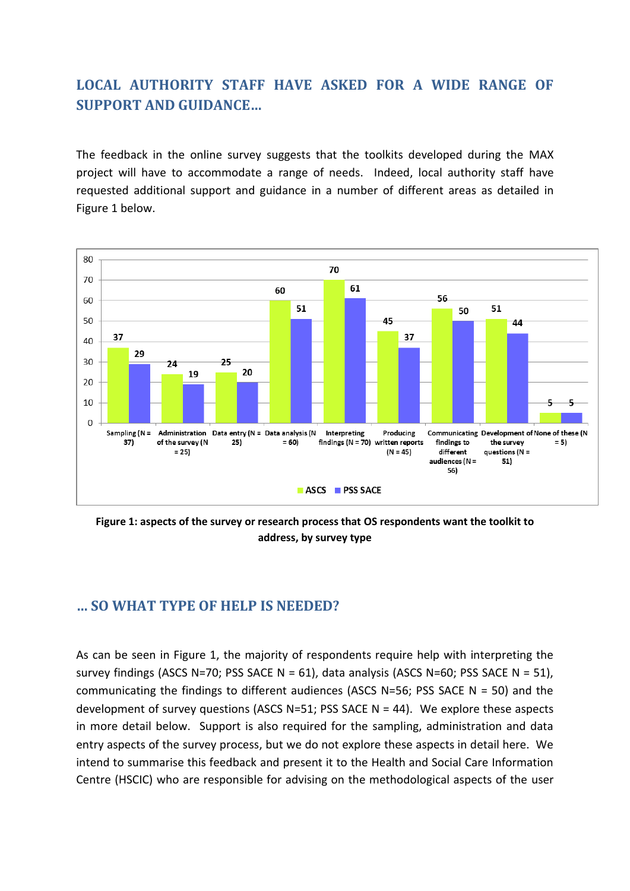## LOCAL AUTHORITY STAFF HAVE ASKED FOR A WIDE RANGE OF SUPPORT AND GUIDANCE…

The feedback in the online survey suggests that the toolkits developed during the MAX project will have to accommodate a range of needs. Indeed, local authority staff have requested additional support and guidance in a number of different areas as detailed in Figure 1 below.

| | ASCS | PSS SACE |
|---|---|---|
| Sampling (N = 37) | 37 | 29 |
| Administration of the survey (N = 25) | 24 | 19 |
| Data entry (N = 25) | 25 | 20 |
| Data analysis (N = 60) | 60 | 51 |
| Interpreting findings (N = 70) | 70 | 61 |
| Producing written reports (N = 45) | 45 | 37 |
| Communicating findings to different audiences (N = 56) | 56 | 50 |
| Development of the survey questions (N = 51) | 51 | 44 |
| None of these (N = 5) | 5 | 5 |

**Figure 1: aspects of the survey or research process that OS respondents want the toolkit to address, by survey type**

## … SO WHAT TYPE OF HELP IS NEEDED?

As can be seen in Figure 1, the majority of respondents require help with interpreting the survey findings (ASCS N=70; PSS SACE N = 61), data analysis (ASCS N=60; PSS SACE N = 51), communicating the findings to different audiences (ASCS N=56; PSS SACE N = 50) and the development of survey questions (ASCS N=51; PSS SACE N = 44). We explore these aspects in more detail below. Support is also required for the sampling, administration and data entry aspects of the survey process, but we do not explore these aspects in detail here. We intend to summarise this feedback and present it to the Health and Social Care Information Centre (HSCIC) who are responsible for advising on the methodological aspects of the user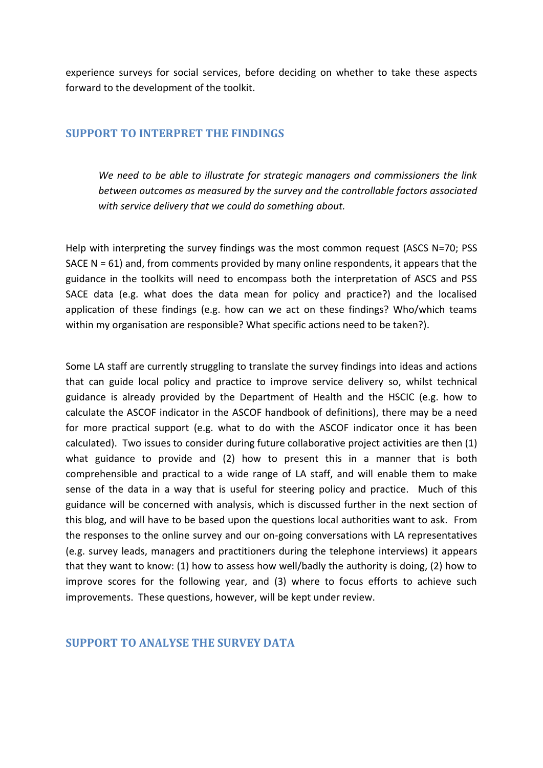experience surveys for social services, before deciding on whether to take these aspects forward to the development of the toolkit.

## SUPPORT TO INTERPRET THE FINDINGS

> *We need to be able to illustrate for strategic managers and commissioners the link between outcomes as measured by the survey and the controllable factors associated with service delivery that we could do something about.*

Help with interpreting the survey findings was the most common request (ASCS N=70; PSS SACE N = 61) and, from comments provided by many online respondents, it appears that the guidance in the toolkits will need to encompass both the interpretation of ASCS and PSS SACE data (e.g. what does the data mean for policy and practice?) and the localised application of these findings (e.g. how can we act on these findings? Who/which teams within my organisation are responsible? What specific actions need to be taken?).

Some LA staff are currently struggling to translate the survey findings into ideas and actions that can guide local policy and practice to improve service delivery so, whilst technical guidance is already provided by the Department of Health and the HSCIC (e.g. how to calculate the ASCOF indicator in the ASCOF handbook of definitions), there may be a need for more practical support (e.g. what to do with the ASCOF indicator once it has been calculated). Two issues to consider during future collaborative project activities are then (1) what guidance to provide and (2) how to present this in a manner that is both comprehensible and practical to a wide range of LA staff, and will enable them to make sense of the data in a way that is useful for steering policy and practice. Much of this guidance will be concerned with analysis, which is discussed further in the next section of this blog, and will have to be based upon the questions local authorities want to ask. From the responses to the online survey and our on-going conversations with LA representatives (e.g. survey leads, managers and practitioners during the telephone interviews) it appears that they want to know: (1) how to assess how well/badly the authority is doing, (2) how to improve scores for the following year, and (3) where to focus efforts to achieve such improvements. These questions, however, will be kept under review.

## SUPPORT TO ANALYSE THE SURVEY DATA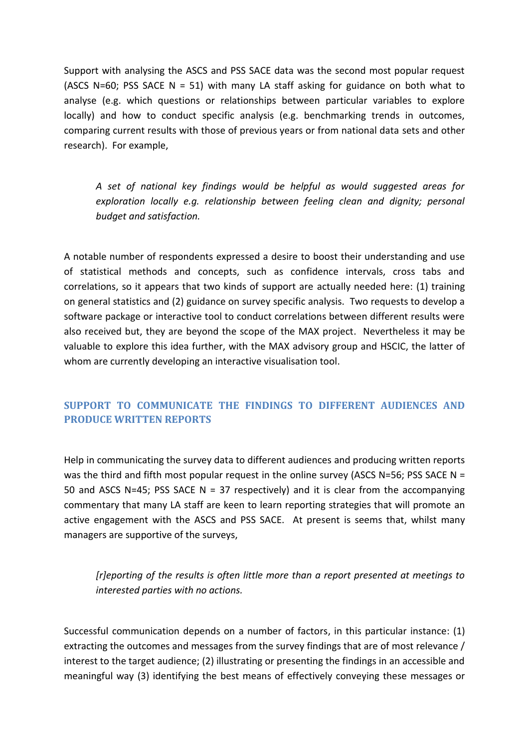Support with analysing the ASCS and PSS SACE data was the second most popular request (ASCS N=60; PSS SACE N = 51) with many LA staff asking for guidance on both what to analyse (e.g. which questions or relationships between particular variables to explore locally) and how to conduct specific analysis (e.g. benchmarking trends in outcomes, comparing current results with those of previous years or from national data sets and other research). For example,

> *A set of national key findings would be helpful as would suggested areas for exploration locally e.g. relationship between feeling clean and dignity; personal budget and satisfaction.*

A notable number of respondents expressed a desire to boost their understanding and use of statistical methods and concepts, such as confidence intervals, cross tabs and correlations, so it appears that two kinds of support are actually needed here: (1) training on general statistics and (2) guidance on survey specific analysis. Two requests to develop a software package or interactive tool to conduct correlations between different results were also received but, they are beyond the scope of the MAX project. Nevertheless it may be valuable to explore this idea further, with the MAX advisory group and HSCIC, the latter of whom are currently developing an interactive visualisation tool.

## SUPPORT TO COMMUNICATE THE FINDINGS TO DIFFERENT AUDIENCES AND PRODUCE WRITTEN REPORTS

Help in communicating the survey data to different audiences and producing written reports was the third and fifth most popular request in the online survey (ASCS N=56; PSS SACE N = 50 and ASCS N=45; PSS SACE N = 37 respectively) and it is clear from the accompanying commentary that many LA staff are keen to learn reporting strategies that will promote an active engagement with the ASCS and PSS SACE. At present is seems that, whilst many managers are supportive of the surveys,

> *[r]eporting of the results is often little more than a report presented at meetings to interested parties with no actions.*

Successful communication depends on a number of factors, in this particular instance: (1) extracting the outcomes and messages from the survey findings that are of most relevance / interest to the target audience; (2) illustrating or presenting the findings in an accessible and meaningful way (3) identifying the best means of effectively conveying these messages or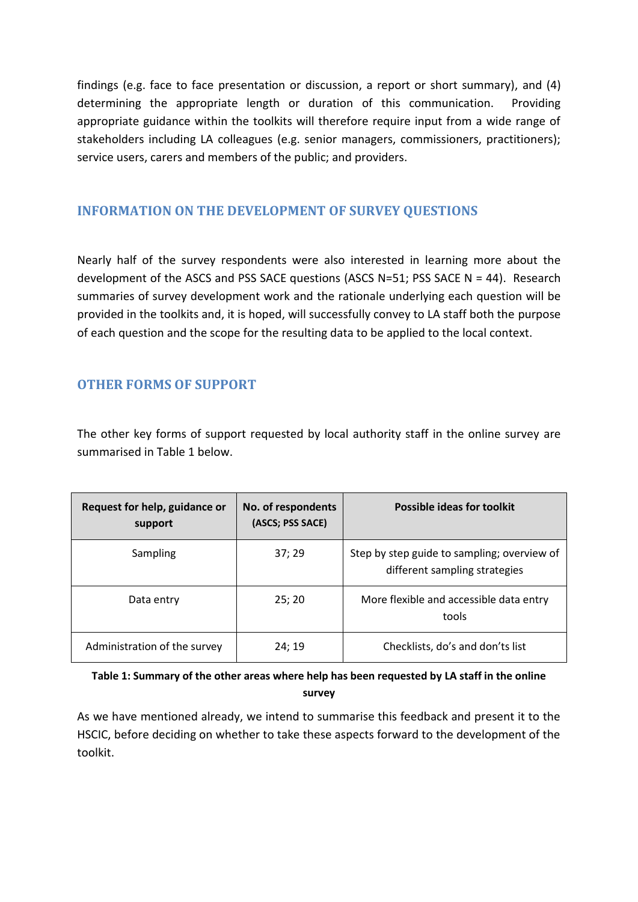findings (e.g. face to face presentation or discussion, a report or short summary), and (4) determining the appropriate length or duration of this communication. Providing appropriate guidance within the toolkits will therefore require input from a wide range of stakeholders including LA colleagues (e.g. senior managers, commissioners, practitioners); service users, carers and members of the public; and providers.

## INFORMATION ON THE DEVELOPMENT OF SURVEY QUESTIONS

Nearly half of the survey respondents were also interested in learning more about the development of the ASCS and PSS SACE questions (ASCS N=51; PSS SACE N = 44). Research summaries of survey development work and the rationale underlying each question will be provided in the toolkits and, it is hoped, will successfully convey to LA staff both the purpose of each question and the scope for the resulting data to be applied to the local context.

## OTHER FORMS OF SUPPORT

The other key forms of support requested by local authority staff in the online survey are summarised in Table 1 below.

| Request for help, guidance or support | No. of respondents (ASCS; PSS SACE) | Possible ideas for toolkit |
|---|---|---|
| Sampling | 37; 29 | Step by step guide to sampling; overview of different sampling strategies |
| Data entry | 25; 20 | More flexible and accessible data entry tools |
| Administration of the survey | 24; 19 | Checklists, do's and don'ts list |

**Table 1: Summary of the other areas where help has been requested by LA staff in the online survey**

As we have mentioned already, we intend to summarise this feedback and present it to the HSCIC, before deciding on whether to take these aspects forward to the development of the toolkit.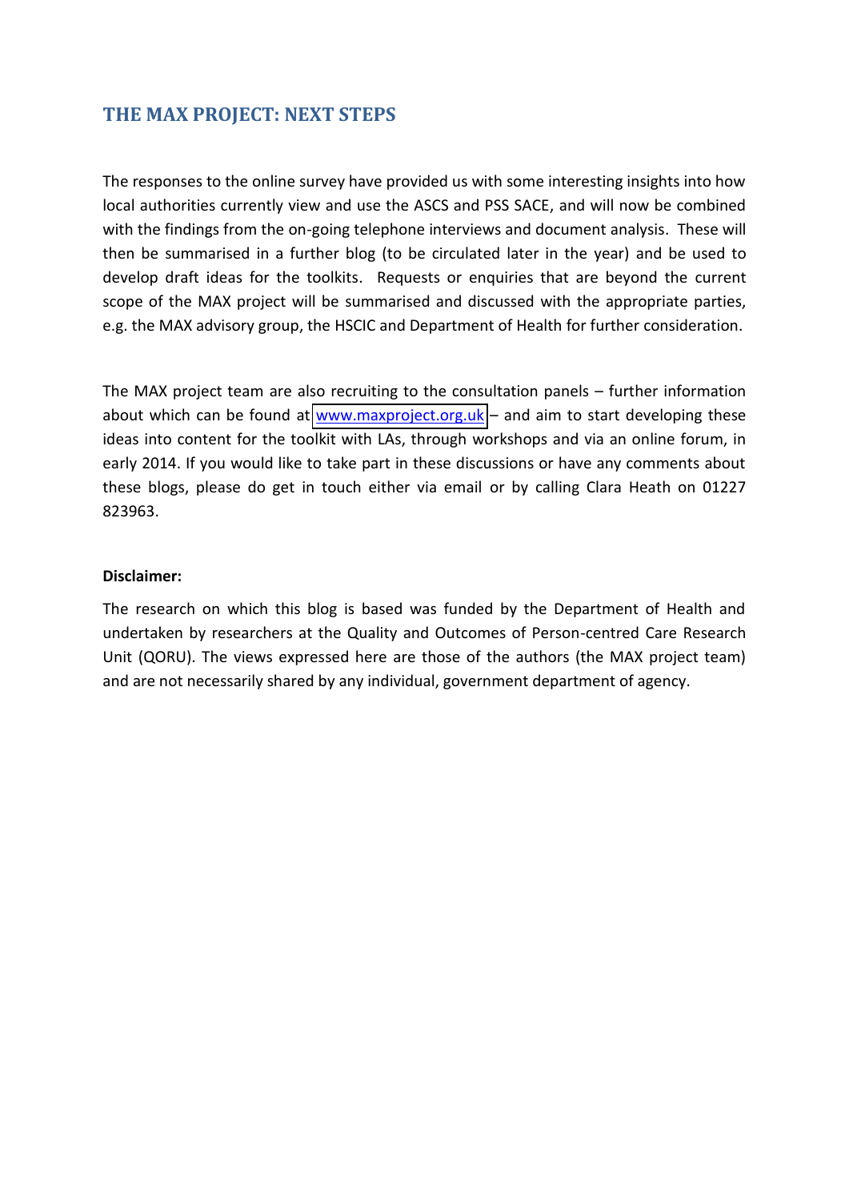## THE MAX PROJECT: NEXT STEPS

The responses to the online survey have provided us with some interesting insights into how local authorities currently view and use the ASCS and PSS SACE, and will now be combined with the findings from the on-going telephone interviews and document analysis. These will then be summarised in a further blog (to be circulated later in the year) and be used to develop draft ideas for the toolkits. Requests or enquiries that are beyond the current scope of the MAX project will be summarised and discussed with the appropriate parties, e.g. the MAX advisory group, the HSCIC and Department of Health for further consideration.

The MAX project team are also recruiting to the consultation panels – further information about which can be found at www.maxproject.org.uk – and aim to start developing these ideas into content for the toolkit with LAs, through workshops and via an online forum, in early 2014. If you would like to take part in these discussions or have any comments about these blogs, please do get in touch either via email or by calling Clara Heath on 01227 823963.

**Disclaimer:**

The research on which this blog is based was funded by the Department of Health and undertaken by researchers at the Quality and Outcomes of Person-centred Care Research Unit (QORU). The views expressed here are those of the authors (the MAX project team) and are not necessarily shared by any individual, government department of agency.